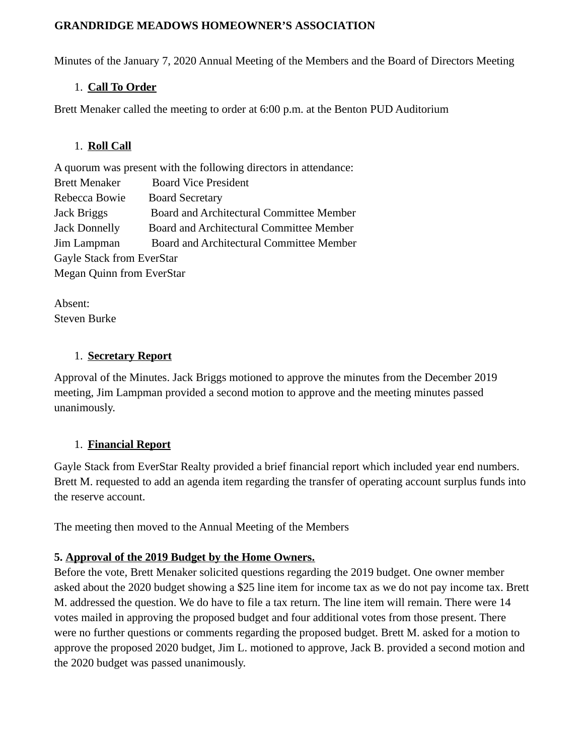**GRANDRIDGE MEADOWS HOMEOWNER'S ASSOCIATION**

Minutes of the January 7, 2020 Annual Meeting of the Members and the Board of Directors Meeting

1. **Call To Order**

Brett Menaker called the meeting to order at 6:00 p.m. at the Benton PUD Auditorium

1. **Roll Call**

A quorum was present with the following directors in attendance:
Brett Menaker Board Vice President
Rebecca Bowie Board Secretary
Jack Briggs Board and Architectural Committee Member
Jack Donnelly Board and Architectural Committee Member
Jim Lampman Board and Architectural Committee Member
Gayle Stack from EverStar
Megan Quinn from EverStar

Absent:
Steven Burke

1. **Secretary Report**

Approval of the Minutes. Jack Briggs motioned to approve the minutes from the December 2019 meeting, Jim Lampman provided a second motion to approve and the meeting minutes passed unanimously.

1. **Financial Report**

Gayle Stack from EverStar Realty provided a brief financial report which included year end numbers. Brett M. requested to add an agenda item regarding the transfer of operating account surplus funds into the reserve account.

The meeting then moved to the Annual Meeting of the Members

**5. Approval of the 2019 Budget by the Home Owners.**
Before the vote, Brett Menaker solicited questions regarding the 2019 budget. One owner member asked about the 2020 budget showing a $25 line item for income tax as we do not pay income tax. Brett M. addressed the question. We do have to file a tax return. The line item will remain. There were 14 votes mailed in approving the proposed budget and four additional votes from those present. There were no further questions or comments regarding the proposed budget. Brett M. asked for a motion to approve the proposed 2020 budget, Jim L. motioned to approve, Jack B. provided a second motion and the 2020 budget was passed unanimously.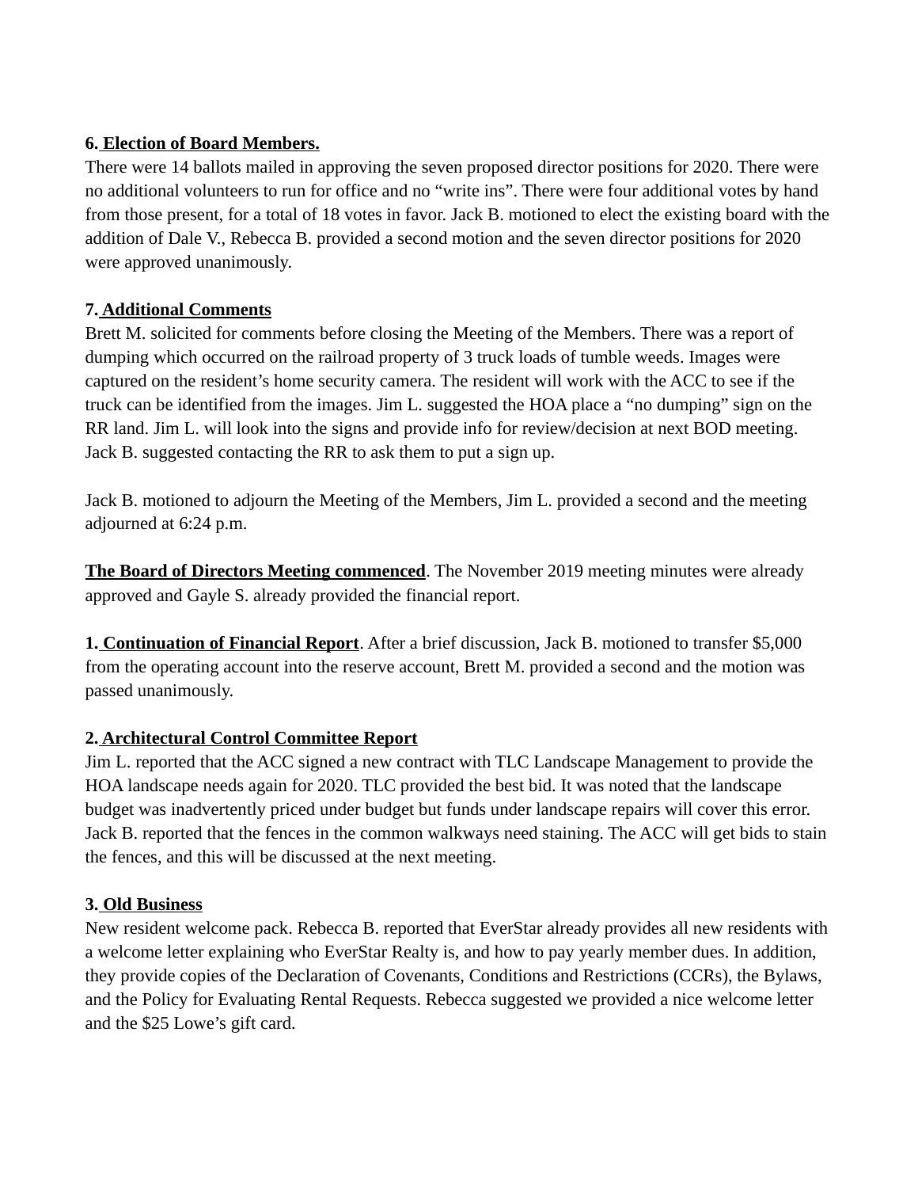**6. Election of Board Members.**
There were 14 ballots mailed in approving the seven proposed director positions for 2020. There were no additional volunteers to run for office and no "write ins". There were four additional votes by hand from those present, for a total of 18 votes in favor. Jack B. motioned to elect the existing board with the addition of Dale V., Rebecca B. provided a second motion and the seven director positions for 2020 were approved unanimously.

**7. Additional Comments**
Brett M. solicited for comments before closing the Meeting of the Members. There was a report of dumping which occurred on the railroad property of 3 truck loads of tumble weeds. Images were captured on the resident's home security camera. The resident will work with the ACC to see if the truck can be identified from the images. Jim L. suggested the HOA place a "no dumping" sign on the RR land. Jim L. will look into the signs and provide info for review/decision at next BOD meeting. Jack B. suggested contacting the RR to ask them to put a sign up.

Jack B. motioned to adjourn the Meeting of the Members, Jim L. provided a second and the meeting adjourned at 6:24 p.m.

**The Board of Directors Meeting commenced**. The November 2019 meeting minutes were already approved and Gayle S. already provided the financial report.

**1. Continuation of Financial Report**. After a brief discussion, Jack B. motioned to transfer $5,000 from the operating account into the reserve account, Brett M. provided a second and the motion was passed unanimously.

**2. Architectural Control Committee Report**
Jim L. reported that the ACC signed a new contract with TLC Landscape Management to provide the HOA landscape needs again for 2020. TLC provided the best bid. It was noted that the landscape budget was inadvertently priced under budget but funds under landscape repairs will cover this error. Jack B. reported that the fences in the common walkways need staining. The ACC will get bids to stain the fences, and this will be discussed at the next meeting.

**3. Old Business**
New resident welcome pack. Rebecca B. reported that EverStar already provides all new residents with a welcome letter explaining who EverStar Realty is, and how to pay yearly member dues. In addition, they provide copies of the Declaration of Covenants, Conditions and Restrictions (CCRs), the Bylaws, and the Policy for Evaluating Rental Requests. Rebecca suggested we provided a nice welcome letter and the $25 Lowe's gift card.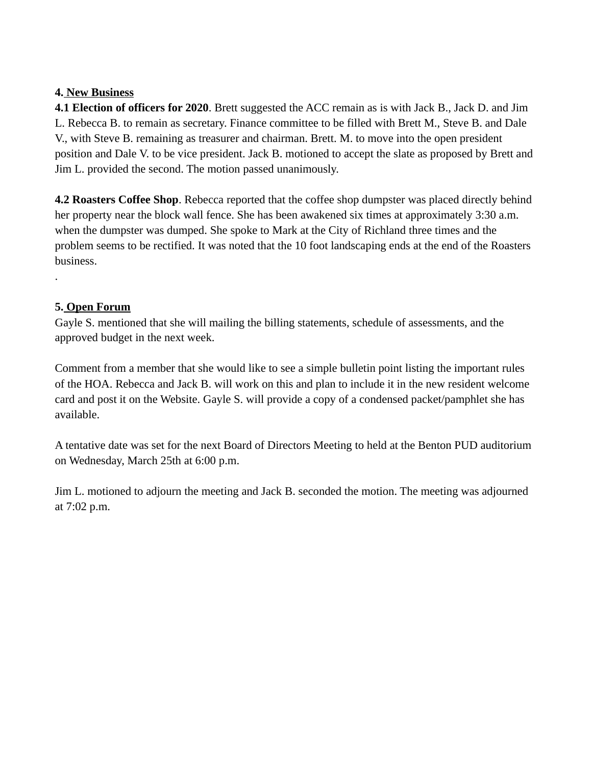**4. New Business**

**4.1 Election of officers for 2020**. Brett suggested the ACC remain as is with Jack B., Jack D. and Jim L. Rebecca B. to remain as secretary. Finance committee to be filled with Brett M., Steve B. and Dale V., with Steve B. remaining as treasurer and chairman. Brett. M. to move into the open president position and Dale V. to be vice president. Jack B. motioned to accept the slate as proposed by Brett and Jim L. provided the second. The motion passed unanimously.

**4.2 Roasters Coffee Shop**. Rebecca reported that the coffee shop dumpster was placed directly behind her property near the block wall fence. She has been awakened six times at approximately 3:30 a.m. when the dumpster was dumped. She spoke to Mark at the City of Richland three times and the problem seems to be rectified. It was noted that the 10 foot landscaping ends at the end of the Roasters business.

.

**5. Open Forum**

Gayle S. mentioned that she will mailing the billing statements, schedule of assessments, and the approved budget in the next week.

Comment from a member that she would like to see a simple bulletin point listing the important rules of the HOA. Rebecca and Jack B. will work on this and plan to include it in the new resident welcome card and post it on the Website. Gayle S. will provide a copy of a condensed packet/pamphlet she has available.

A tentative date was set for the next Board of Directors Meeting to held at the Benton PUD auditorium on Wednesday, March 25th at 6:00 p.m.

Jim L. motioned to adjourn the meeting and Jack B. seconded the motion. The meeting was adjourned at 7:02 p.m.